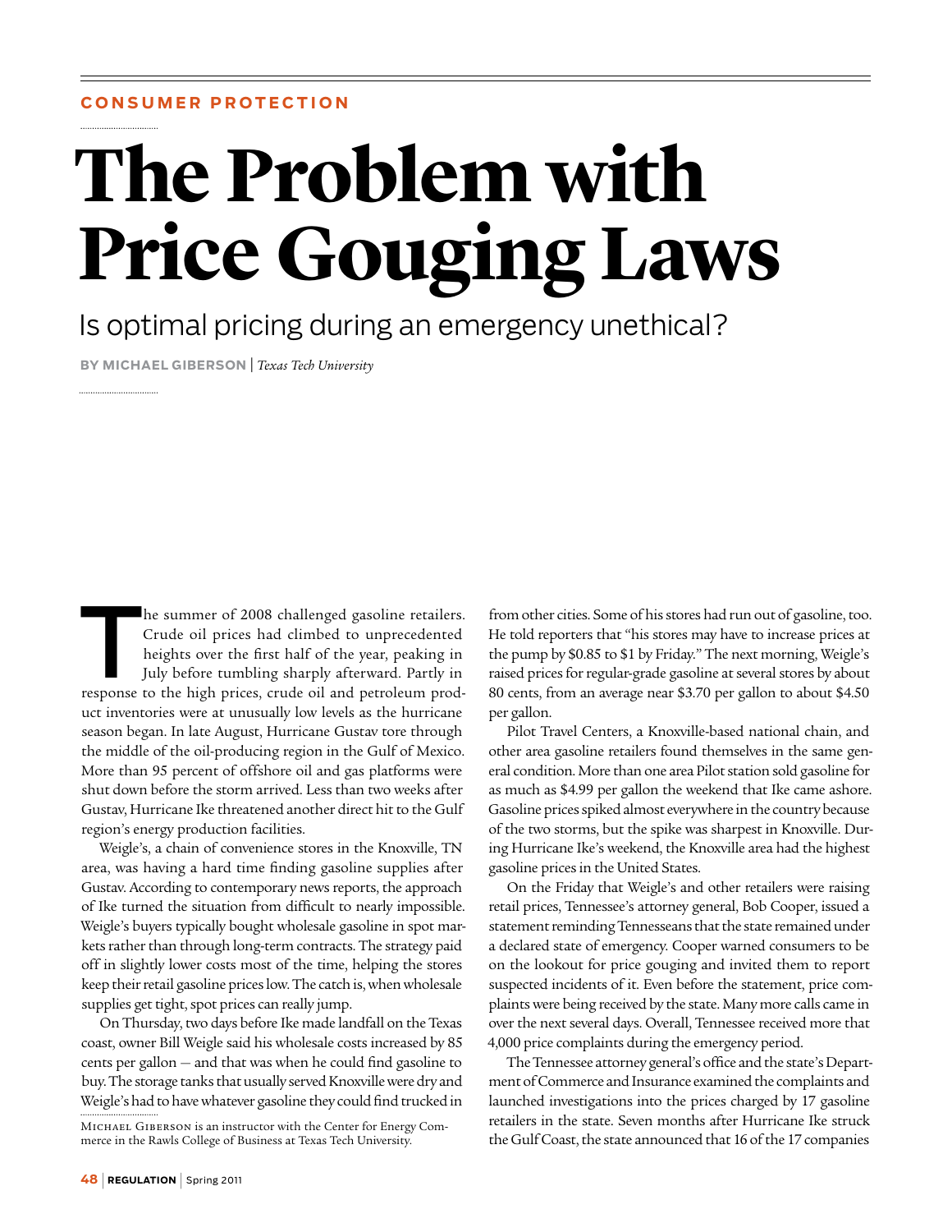CONSUMER PROTECTION

# The Problem with Price Gouging Laws

## Is optimal pricing during an emergency unethical?

**BY MICHAEL GIBERSON** | *Texas Tech University*

The summer of 2008 challenged gasoline retailers. Crude oil prices had climbed to unprecedented heights over the first half of the year, peaking in July before tumbling sharply afterward. Partly in response to the high prices, crude oil and petroleum product inventories were at unusually low levels as the hurricane season began. In late August, Hurricane Gustav tore through the middle of the oil-producing region in the Gulf of Mexico. More than 95 percent of offshore oil and gas platforms were shut down before the storm arrived. Less than two weeks after Gustav, Hurricane Ike threatened another direct hit to the Gulf region's energy production facilities.

Weigle's, a chain of convenience stores in the Knoxville, TN area, was having a hard time finding gasoline supplies after Gustav. According to contemporary news reports, the approach of Ike turned the situation from difficult to nearly impossible. Weigle's buyers typically bought wholesale gasoline in spot markets rather than through long-term contracts. The strategy paid off in slightly lower costs most of the time, helping the stores keep their retail gasoline prices low. The catch is, when wholesale supplies get tight, spot prices can really jump.

On Thursday, two days before Ike made landfall on the Texas coast, owner Bill Weigle said his wholesale costs increased by 85 cents per gallon — and that was when he could find gasoline to buy. The storage tanks that usually served Knoxville were dry and Weigle's had to have whatever gasoline they could find trucked in from other cities. Some of his stores had run out of gasoline, too. He told reporters that "his stores may have to increase prices at the pump by $0.85 to $1 by Friday." The next morning, Weigle's raised prices for regular-grade gasoline at several stores by about 80 cents, from an average near $3.70 per gallon to about $4.50 per gallon.

Pilot Travel Centers, a Knoxville-based national chain, and other area gasoline retailers found themselves in the same general condition. More than one area Pilot station sold gasoline for as much as $4.99 per gallon the weekend that Ike came ashore. Gasoline prices spiked almost everywhere in the country because of the two storms, but the spike was sharpest in Knoxville. During Hurricane Ike's weekend, the Knoxville area had the highest gasoline prices in the United States.

On the Friday that Weigle's and other retailers were raising retail prices, Tennessee's attorney general, Bob Cooper, issued a statement reminding Tennesseans that the state remained under a declared state of emergency. Cooper warned consumers to be on the lookout for price gouging and invited them to report suspected incidents of it. Even before the statement, price complaints were being received by the state. Many more calls came in over the next several days. Overall, Tennessee received more that 4,000 price complaints during the emergency period.

The Tennessee attorney general's office and the state's Department of Commerce and Insurance examined the complaints and launched investigations into the prices charged by 17 gasoline retailers in the state. Seven months after Hurricane Ike struck the Gulf Coast, the state announced that 16 of the 17 companies

Michael Giberson is an instructor with the Center for Energy Commerce in the Rawls College of Business at Texas Tech University.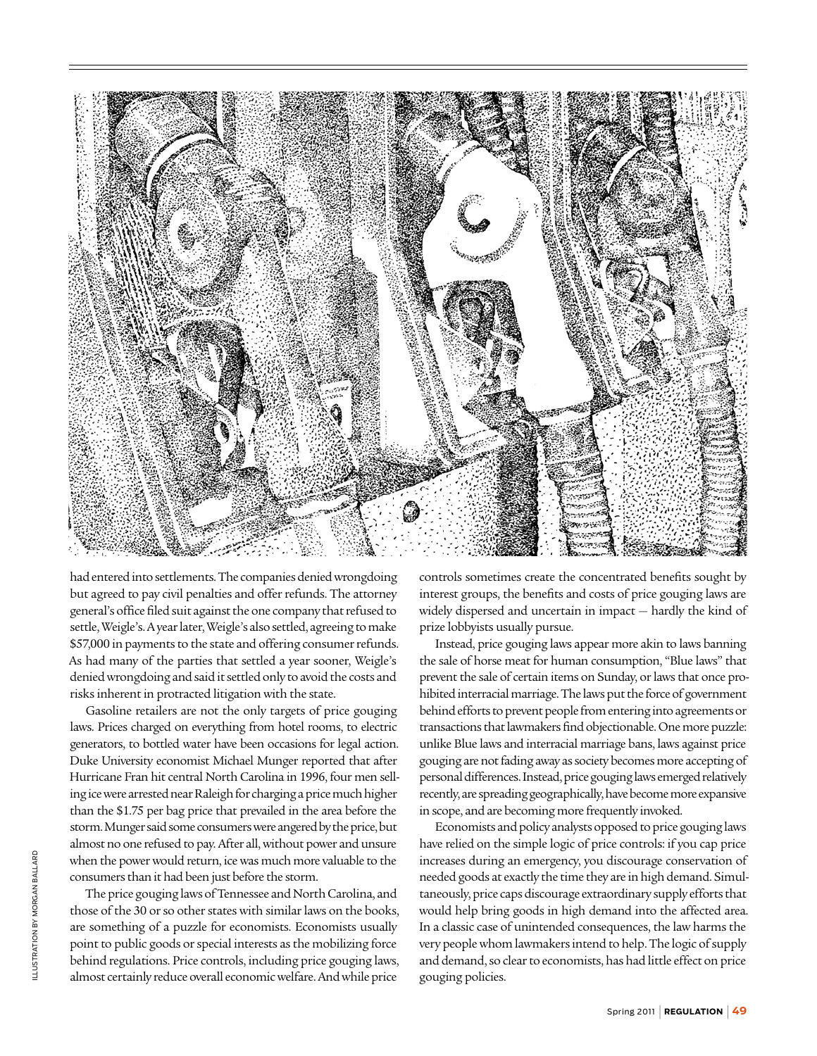had entered into settlements. The companies denied wrongdoing but agreed to pay civil penalties and offer refunds. The attorney general's office filed suit against the one company that refused to settle, Weigle's. A year later, Weigle's also settled, agreeing to make $57,000 in payments to the state and offering consumer refunds. As had many of the parties that settled a year sooner, Weigle's denied wrongdoing and said it settled only to avoid the costs and risks inherent in protracted litigation with the state.

Gasoline retailers are not the only targets of price gouging laws. Prices charged on everything from hotel rooms, to electric generators, to bottled water have been occasions for legal action. Duke University economist Michael Munger reported that after Hurricane Fran hit central North Carolina in 1996, four men selling ice were arrested near Raleigh for charging a price much higher than the $1.75 per bag price that prevailed in the area before the storm. Munger said some consumers were angered by the price, but almost no one refused to pay. After all, without power and unsure when the power would return, ice was much more valuable to the consumers than it had been just before the storm.

The price gouging laws of Tennessee and North Carolina, and those of the 30 or so other states with similar laws on the books, are something of a puzzle for economists. Economists usually point to public goods or special interests as the mobilizing force behind regulations. Price controls, including price gouging laws, almost certainly reduce overall economic welfare. And while price controls sometimes create the concentrated benefits sought by interest groups, the benefits and costs of price gouging laws are widely dispersed and uncertain in impact — hardly the kind of prize lobbyists usually pursue.

Instead, price gouging laws appear more akin to laws banning the sale of horse meat for human consumption, "Blue laws" that prevent the sale of certain items on Sunday, or laws that once prohibited interracial marriage. The laws put the force of government behind efforts to prevent people from entering into agreements or transactions that lawmakers find objectionable. One more puzzle: unlike Blue laws and interracial marriage bans, laws against price gouging are not fading away as society becomes more accepting of personal differences. Instead, price gouging laws emerged relatively recently, are spreading geographically, have become more expansive in scope, and are becoming more frequently invoked.

Economists and policy analysts opposed to price gouging laws have relied on the simple logic of price controls: if you cap price increases during an emergency, you discourage conservation of needed goods at exactly the time they are in high demand. Simultaneously, price caps discourage extraordinary supply efforts that would help bring goods in high demand into the affected area. In a classic case of unintended consequences, the law harms the very people whom lawmakers intend to help. The logic of supply and demand, so clear to economists, has had little effect on price gouging policies.

ILLUSTRATION BY MORGAN BALLARD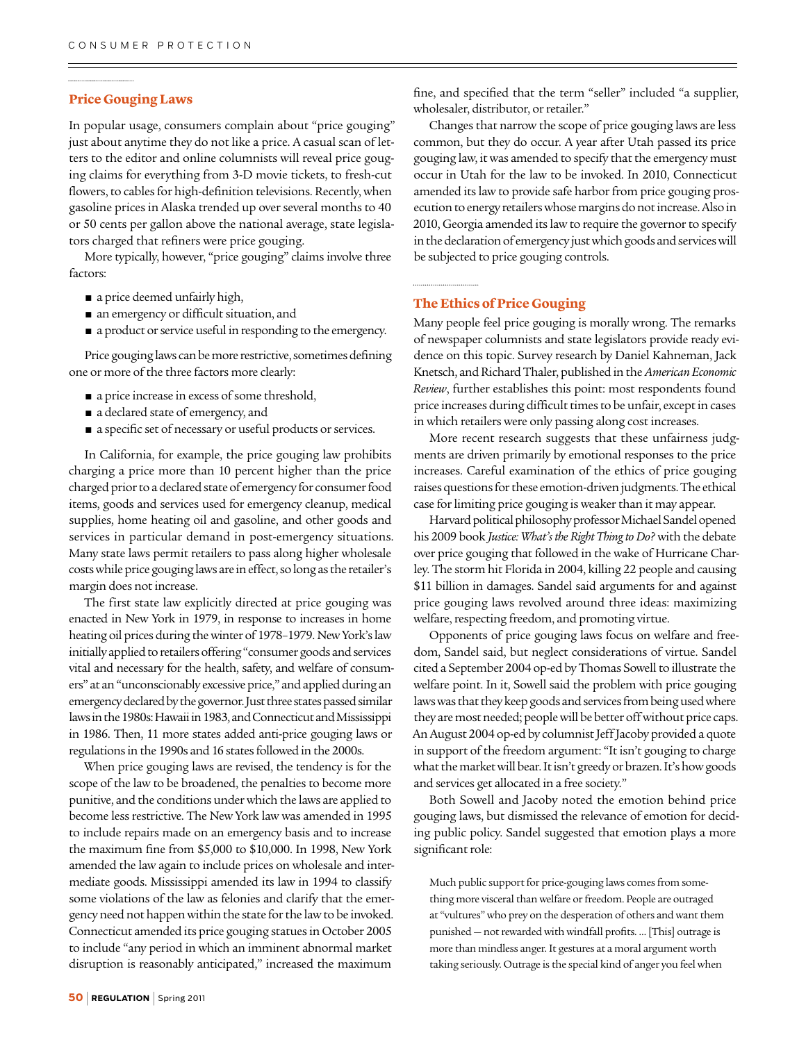## Price Gouging Laws

In popular usage, consumers complain about "price gouging" just about anytime they do not like a price. A casual scan of letters to the editor and online columnists will reveal price gouging claims for everything from 3-D movie tickets, to fresh-cut flowers, to cables for high-definition televisions. Recently, when gasoline prices in Alaska trended up over several months to 40 or 50 cents per gallon above the national average, state legislators charged that refiners were price gouging.

More typically, however, "price gouging" claims involve three factors:

- a price deemed unfairly high,
- an emergency or difficult situation, and
- a product or service useful in responding to the emergency.

Price gouging laws can be more restrictive, sometimes defining one or more of the three factors more clearly:

- a price increase in excess of some threshold,
- a declared state of emergency, and
- a specific set of necessary or useful products or services.

In California, for example, the price gouging law prohibits charging a price more than 10 percent higher than the price charged prior to a declared state of emergency for consumer food items, goods and services used for emergency cleanup, medical supplies, home heating oil and gasoline, and other goods and services in particular demand in post-emergency situations. Many state laws permit retailers to pass along higher wholesale costs while price gouging laws are in effect, so long as the retailer's margin does not increase.

The first state law explicitly directed at price gouging was enacted in New York in 1979, in response to increases in home heating oil prices during the winter of 1978–1979. New York's law initially applied to retailers offering "consumer goods and services vital and necessary for the health, safety, and welfare of consumers" at an "unconscionably excessive price," and applied during an emergency declared by the governor. Just three states passed similar laws in the 1980s: Hawaii in 1983, and Connecticut and Mississippi in 1986. Then, 11 more states added anti-price gouging laws or regulations in the 1990s and 16 states followed in the 2000s.

When price gouging laws are revised, the tendency is for the scope of the law to be broadened, the penalties to become more punitive, and the conditions under which the laws are applied to become less restrictive. The New York law was amended in 1995 to include repairs made on an emergency basis and to increase the maximum fine from $5,000 to $10,000. In 1998, New York amended the law again to include prices on wholesale and intermediate goods. Mississippi amended its law in 1994 to classify some violations of the law as felonies and clarify that the emergency need not happen within the state for the law to be invoked. Connecticut amended its price gouging statues in October 2005 to include "any period in which an imminent abnormal market disruption is reasonably anticipated," increased the maximum fine, and specified that the term "seller" included "a supplier, wholesaler, distributor, or retailer."

Changes that narrow the scope of price gouging laws are less common, but they do occur. A year after Utah passed its price gouging law, it was amended to specify that the emergency must occur in Utah for the law to be invoked. In 2010, Connecticut amended its law to provide safe harbor from price gouging prosecution to energy retailers whose margins do not increase. Also in 2010, Georgia amended its law to require the governor to specify in the declaration of emergency just which goods and services will be subjected to price gouging controls.

## The Ethics of Price Gouging

Many people feel price gouging is morally wrong. The remarks of newspaper columnists and state legislators provide ready evidence on this topic. Survey research by Daniel Kahneman, Jack Knetsch, and Richard Thaler, published in the *American Economic Review*, further establishes this point: most respondents found price increases during difficult times to be unfair, except in cases in which retailers were only passing along cost increases.

More recent research suggests that these unfairness judgments are driven primarily by emotional responses to the price increases. Careful examination of the ethics of price gouging raises questions for these emotion-driven judgments. The ethical case for limiting price gouging is weaker than it may appear.

Harvard political philosophy professor Michael Sandel opened his 2009 book *Justice: What's the Right Thing to Do?* with the debate over price gouging that followed in the wake of Hurricane Charley. The storm hit Florida in 2004, killing 22 people and causing $11 billion in damages. Sandel said arguments for and against price gouging laws revolved around three ideas: maximizing welfare, respecting freedom, and promoting virtue.

Opponents of price gouging laws focus on welfare and freedom, Sandel said, but neglect considerations of virtue. Sandel cited a September 2004 op-ed by Thomas Sowell to illustrate the welfare point. In it, Sowell said the problem with price gouging laws was that they keep goods and services from being used where they are most needed; people will be better off without price caps. An August 2004 op-ed by columnist Jeff Jacoby provided a quote in support of the freedom argument: "It isn't gouging to charge what the market will bear. It isn't greedy or brazen. It's how goods and services get allocated in a free society."

Both Sowell and Jacoby noted the emotion behind price gouging laws, but dismissed the relevance of emotion for deciding public policy. Sandel suggested that emotion plays a more significant role:

> Much public support for price-gouging laws comes from something more visceral than welfare or freedom. People are outraged at "vultures" who prey on the desperation of others and want them punished — not rewarded with windfall profits. … [This] outrage is more than mindless anger. It gestures at a moral argument worth taking seriously. Outrage is the special kind of anger you feel when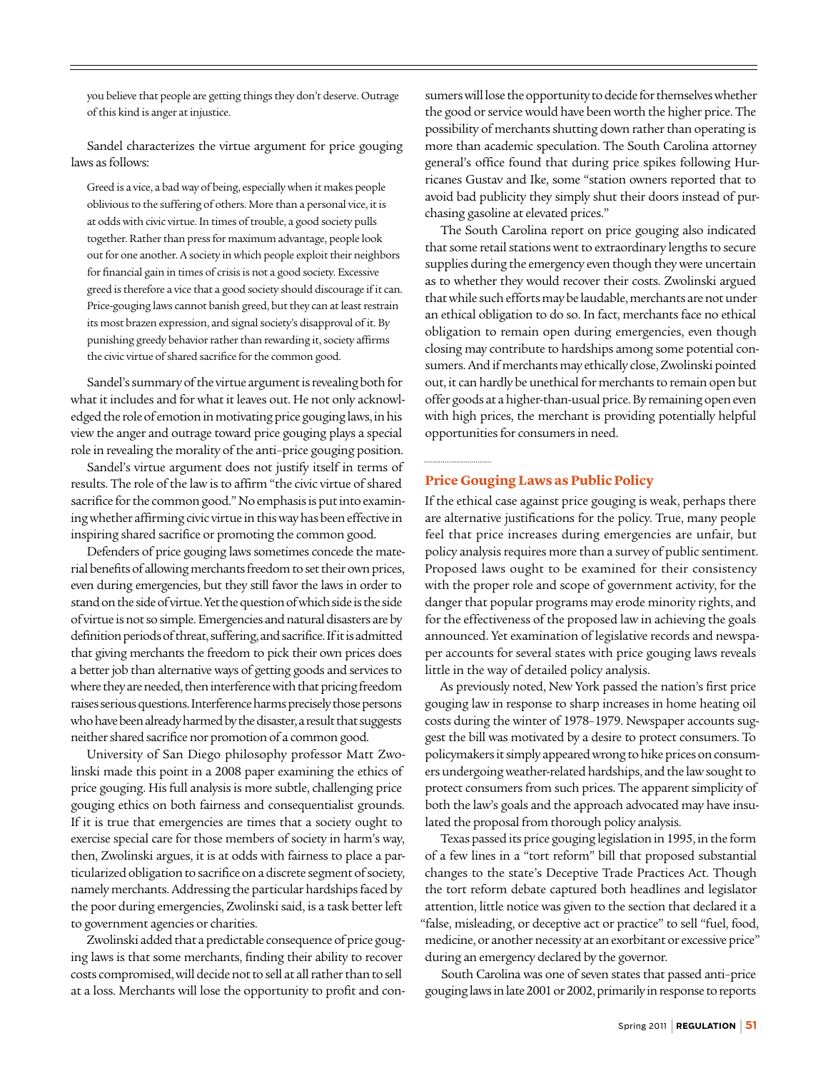you believe that people are getting things they don't deserve. Outrage of this kind is anger at injustice.

Sandel characterizes the virtue argument for price gouging laws as follows:

> Greed is a vice, a bad way of being, especially when it makes people oblivious to the suffering of others. More than a personal vice, it is at odds with civic virtue. In times of trouble, a good society pulls together. Rather than press for maximum advantage, people look out for one another. A society in which people exploit their neighbors for financial gain in times of crisis is not a good society. Excessive greed is therefore a vice that a good society should discourage if it can. Price-gouging laws cannot banish greed, but they can at least restrain its most brazen expression, and signal society's disapproval of it. By punishing greedy behavior rather than rewarding it, society affirms the civic virtue of shared sacrifice for the common good.

Sandel's summary of the virtue argument is revealing both for what it includes and for what it leaves out. He not only acknowledged the role of emotion in motivating price gouging laws, in his view the anger and outrage toward price gouging plays a special role in revealing the morality of the anti–price gouging position.

Sandel's virtue argument does not justify itself in terms of results. The role of the law is to affirm "the civic virtue of shared sacrifice for the common good." No emphasis is put into examining whether affirming civic virtue in this way has been effective in inspiring shared sacrifice or promoting the common good.

Defenders of price gouging laws sometimes concede the material benefits of allowing merchants freedom to set their own prices, even during emergencies, but they still favor the laws in order to stand on the side of virtue. Yet the question of which side is the side of virtue is not so simple. Emergencies and natural disasters are by definition periods of threat, suffering, and sacrifice. If it is admitted that giving merchants the freedom to pick their own prices does a better job than alternative ways of getting goods and services to where they are needed, then interference with that pricing freedom raises serious questions. Interference harms precisely those persons who have been already harmed by the disaster, a result that suggests neither shared sacrifice nor promotion of a common good.

University of San Diego philosophy professor Matt Zwolinski made this point in a 2008 paper examining the ethics of price gouging. His full analysis is more subtle, challenging price gouging ethics on both fairness and consequentialist grounds. If it is true that emergencies are times that a society ought to exercise special care for those members of society in harm's way, then, Zwolinski argues, it is at odds with fairness to place a particularized obligation to sacrifice on a discrete segment of society, namely merchants. Addressing the particular hardships faced by the poor during emergencies, Zwolinski said, is a task better left to government agencies or charities.

Zwolinski added that a predictable consequence of price gouging laws is that some merchants, finding their ability to recover costs compromised, will decide not to sell at all rather than to sell at a loss. Merchants will lose the opportunity to profit and consumers will lose the opportunity to decide for themselves whether the good or service would have been worth the higher price. The possibility of merchants shutting down rather than operating is more than academic speculation. The South Carolina attorney general's office found that during price spikes following Hurricanes Gustav and Ike, some "station owners reported that to avoid bad publicity they simply shut their doors instead of purchasing gasoline at elevated prices."

The South Carolina report on price gouging also indicated that some retail stations went to extraordinary lengths to secure supplies during the emergency even though they were uncertain as to whether they would recover their costs. Zwolinski argued that while such efforts may be laudable, merchants are not under an ethical obligation to do so. In fact, merchants face no ethical obligation to remain open during emergencies, even though closing may contribute to hardships among some potential consumers. And if merchants may ethically close, Zwolinski pointed out, it can hardly be unethical for merchants to remain open but offer goods at a higher-than-usual price. By remaining open even with high prices, the merchant is providing potentially helpful opportunities for consumers in need.

## Price Gouging Laws as Public Policy

If the ethical case against price gouging is weak, perhaps there are alternative justifications for the policy. True, many people feel that price increases during emergencies are unfair, but policy analysis requires more than a survey of public sentiment. Proposed laws ought to be examined for their consistency with the proper role and scope of government activity, for the danger that popular programs may erode minority rights, and for the effectiveness of the proposed law in achieving the goals announced. Yet examination of legislative records and newspaper accounts for several states with price gouging laws reveals little in the way of detailed policy analysis.

As previously noted, New York passed the nation's first price gouging law in response to sharp increases in home heating oil costs during the winter of 1978–1979. Newspaper accounts suggest the bill was motivated by a desire to protect consumers. To policymakers it simply appeared wrong to hike prices on consumers undergoing weather-related hardships, and the law sought to protect consumers from such prices. The apparent simplicity of both the law's goals and the approach advocated may have insulated the proposal from thorough policy analysis.

Texas passed its price gouging legislation in 1995, in the form of a few lines in a "tort reform" bill that proposed substantial changes to the state's Deceptive Trade Practices Act. Though the tort reform debate captured both headlines and legislator attention, little notice was given to the section that declared it a "false, misleading, or deceptive act or practice" to sell "fuel, food, medicine, or another necessity at an exorbitant or excessive price" during an emergency declared by the governor.

South Carolina was one of seven states that passed anti–price gouging laws in late 2001 or 2002, primarily in response to reports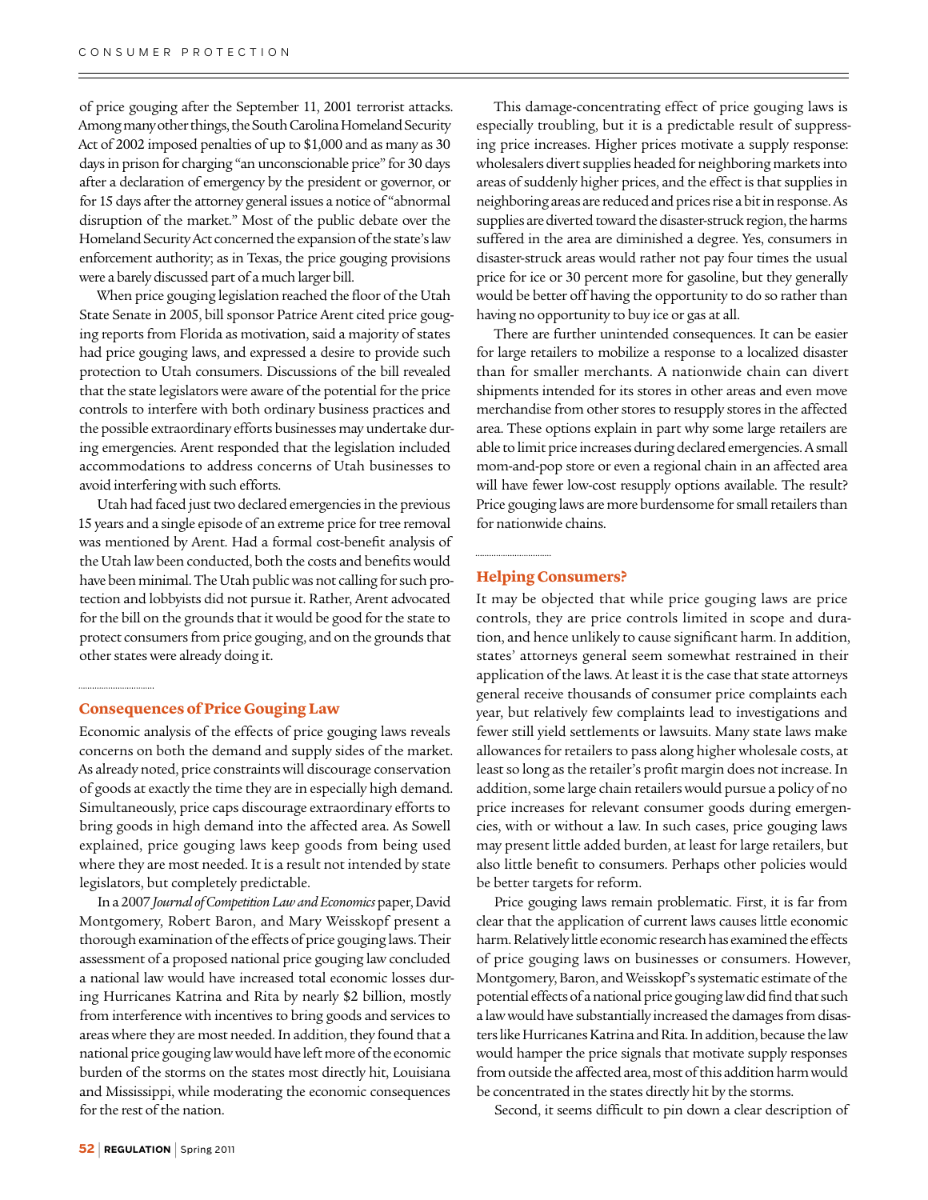of price gouging after the September 11, 2001 terrorist attacks. Among many other things, the South Carolina Homeland Security Act of 2002 imposed penalties of up to $1,000 and as many as 30 days in prison for charging "an unconscionable price" for 30 days after a declaration of emergency by the president or governor, or for 15 days after the attorney general issues a notice of "abnormal disruption of the market." Most of the public debate over the Homeland Security Act concerned the expansion of the state's law enforcement authority; as in Texas, the price gouging provisions were a barely discussed part of a much larger bill.

When price gouging legislation reached the floor of the Utah State Senate in 2005, bill sponsor Patrice Arent cited price gouging reports from Florida as motivation, said a majority of states had price gouging laws, and expressed a desire to provide such protection to Utah consumers. Discussions of the bill revealed that the state legislators were aware of the potential for the price controls to interfere with both ordinary business practices and the possible extraordinary efforts businesses may undertake during emergencies. Arent responded that the legislation included accommodations to address concerns of Utah businesses to avoid interfering with such efforts.

Utah had faced just two declared emergencies in the previous 15 years and a single episode of an extreme price for tree removal was mentioned by Arent. Had a formal cost-benefit analysis of the Utah law been conducted, both the costs and benefits would have been minimal. The Utah public was not calling for such protection and lobbyists did not pursue it. Rather, Arent advocated for the bill on the grounds that it would be good for the state to protect consumers from price gouging, and on the grounds that other states were already doing it.

## Consequences of Price Gouging Law

Economic analysis of the effects of price gouging laws reveals concerns on both the demand and supply sides of the market. As already noted, price constraints will discourage conservation of goods at exactly the time they are in especially high demand. Simultaneously, price caps discourage extraordinary efforts to bring goods in high demand into the affected area. As Sowell explained, price gouging laws keep goods from being used where they are most needed. It is a result not intended by state legislators, but completely predictable.

In a 2007 *Journal of Competition Law and Economics* paper, David Montgomery, Robert Baron, and Mary Weisskopf present a thorough examination of the effects of price gouging laws. Their assessment of a proposed national price gouging law concluded a national law would have increased total economic losses during Hurricanes Katrina and Rita by nearly $2 billion, mostly from interference with incentives to bring goods and services to areas where they are most needed. In addition, they found that a national price gouging law would have left more of the economic burden of the storms on the states most directly hit, Louisiana and Mississippi, while moderating the economic consequences for the rest of the nation.

This damage-concentrating effect of price gouging laws is especially troubling, but it is a predictable result of suppressing price increases. Higher prices motivate a supply response: wholesalers divert supplies headed for neighboring markets into areas of suddenly higher prices, and the effect is that supplies in neighboring areas are reduced and prices rise a bit in response. As supplies are diverted toward the disaster-struck region, the harms suffered in the area are diminished a degree. Yes, consumers in disaster-struck areas would rather not pay four times the usual price for ice or 30 percent more for gasoline, but they generally would be better off having the opportunity to do so rather than having no opportunity to buy ice or gas at all.

There are further unintended consequences. It can be easier for large retailers to mobilize a response to a localized disaster than for smaller merchants. A nationwide chain can divert shipments intended for its stores in other areas and even move merchandise from other stores to resupply stores in the affected area. These options explain in part why some large retailers are able to limit price increases during declared emergencies. A small mom-and-pop store or even a regional chain in an affected area will have fewer low-cost resupply options available. The result? Price gouging laws are more burdensome for small retailers than for nationwide chains.

## Helping Consumers?

It may be objected that while price gouging laws are price controls, they are price controls limited in scope and duration, and hence unlikely to cause significant harm. In addition, states' attorneys general seem somewhat restrained in their application of the laws. At least it is the case that state attorneys general receive thousands of consumer price complaints each year, but relatively few complaints lead to investigations and fewer still yield settlements or lawsuits. Many state laws make allowances for retailers to pass along higher wholesale costs, at least so long as the retailer's profit margin does not increase. In addition, some large chain retailers would pursue a policy of no price increases for relevant consumer goods during emergencies, with or without a law. In such cases, price gouging laws may present little added burden, at least for large retailers, but also little benefit to consumers. Perhaps other policies would be better targets for reform.

Price gouging laws remain problematic. First, it is far from clear that the application of current laws causes little economic harm. Relatively little economic research has examined the effects of price gouging laws on businesses or consumers. However, Montgomery, Baron, and Weisskopf's systematic estimate of the potential effects of a national price gouging law did find that such a law would have substantially increased the damages from disasters like Hurricanes Katrina and Rita. In addition, because the law would hamper the price signals that motivate supply responses from outside the affected area, most of this addition harm would be concentrated in the states directly hit by the storms.

Second, it seems difficult to pin down a clear description of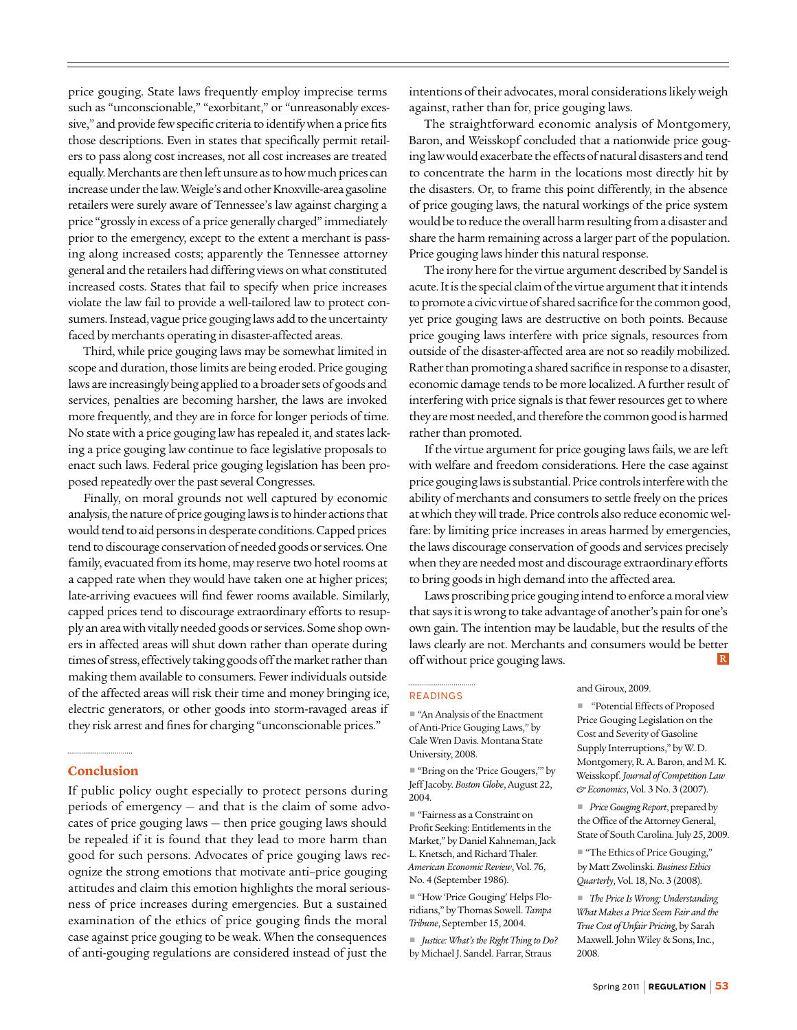price gouging. State laws frequently employ imprecise terms such as "unconscionable," "exorbitant," or "unreasonably excessive," and provide few specific criteria to identify when a price fits those descriptions. Even in states that specifically permit retailers to pass along cost increases, not all cost increases are treated equally. Merchants are then left unsure as to how much prices can increase under the law. Weigle's and other Knoxville-area gasoline retailers were surely aware of Tennessee's law against charging a price "grossly in excess of a price generally charged" immediately prior to the emergency, except to the extent a merchant is passing along increased costs; apparently the Tennessee attorney general and the retailers had differing views on what constituted increased costs. States that fail to specify when price increases violate the law fail to provide a well-tailored law to protect consumers. Instead, vague price gouging laws add to the uncertainty faced by merchants operating in disaster-affected areas.

Third, while price gouging laws may be somewhat limited in scope and duration, those limits are being eroded. Price gouging laws are increasingly being applied to a broader sets of goods and services, penalties are becoming harsher, the laws are invoked more frequently, and they are in force for longer periods of time. No state with a price gouging law has repealed it, and states lacking a price gouging law continue to face legislative proposals to enact such laws. Federal price gouging legislation has been proposed repeatedly over the past several Congresses.

Finally, on moral grounds not well captured by economic analysis, the nature of price gouging laws is to hinder actions that would tend to aid persons in desperate conditions. Capped prices tend to discourage conservation of needed goods or services. One family, evacuated from its home, may reserve two hotel rooms at a capped rate when they would have taken one at higher prices; late-arriving evacuees will find fewer rooms available. Similarly, capped prices tend to discourage extraordinary efforts to resupply an area with vitally needed goods or services. Some shop owners in affected areas will shut down rather than operate during times of stress, effectively taking goods off the market rather than making them available to consumers. Fewer individuals outside of the affected areas will risk their time and money bringing ice, electric generators, or other goods into storm-ravaged areas if they risk arrest and fines for charging "unconscionable prices."

## Conclusion

If public policy ought especially to protect persons during periods of emergency — and that is the claim of some advocates of price gouging laws — then price gouging laws should be repealed if it is found that they lead to more harm than good for such persons. Advocates of price gouging laws recognize the strong emotions that motivate anti–price gouging attitudes and claim this emotion highlights the moral seriousness of price increases during emergencies. But a sustained examination of the ethics of price gouging finds the moral case against price gouging to be weak. When the consequences of anti-gouging regulations are considered instead of just the intentions of their advocates, moral considerations likely weigh against, rather than for, price gouging laws.

The straightforward economic analysis of Montgomery, Baron, and Weisskopf concluded that a nationwide price gouging law would exacerbate the effects of natural disasters and tend to concentrate the harm in the locations most directly hit by the disasters. Or, to frame this point differently, in the absence of price gouging laws, the natural workings of the price system would be to reduce the overall harm resulting from a disaster and share the harm remaining across a larger part of the population. Price gouging laws hinder this natural response.

The irony here for the virtue argument described by Sandel is acute. It is the special claim of the virtue argument that it intends to promote a civic virtue of shared sacrifice for the common good, yet price gouging laws are destructive on both points. Because price gouging laws interfere with price signals, resources from outside of the disaster-affected area are not so readily mobilized. Rather than promoting a shared sacrifice in response to a disaster, economic damage tends to be more localized. A further result of interfering with price signals is that fewer resources get to where they are most needed, and therefore the common good is harmed rather than promoted.

If the virtue argument for price gouging laws fails, we are left with welfare and freedom considerations. Here the case against price gouging laws is substantial. Price controls interfere with the ability of merchants and consumers to settle freely on the prices at which they will trade. Price controls also reduce economic welfare: by limiting price increases in areas harmed by emergencies, the laws discourage conservation of goods and services precisely when they are needed most and discourage extraordinary efforts to bring goods in high demand into the affected area.

Laws proscribing price gouging intend to enforce a moral view that says it is wrong to take advantage of another's pain for one's own gain. The intention may be laudable, but the results of the laws clearly are not. Merchants and consumers would be better off without price gouging laws.

### Readings

- "An Analysis of the Enactment of Anti-Price Gouging Laws," by Cale Wren Davis. Montana State University, 2008.
- "Bring on the 'Price Gougers,'" by Jeff Jacoby. *Boston Globe*, August 22, 2004.
- "Fairness as a Constraint on Profit Seeking: Entitlements in the Market," by Daniel Kahneman, Jack L. Knetsch, and Richard Thaler. *American Economic Review*, Vol. 76, No. 4 (September 1986).
- "How 'Price Gouging' Helps Floridians," by Thomas Sowell. *Tampa Tribune*, September 15, 2004.
- *Justice: What's the Right Thing to Do?* by Michael J. Sandel. Farrar, Straus and Giroux, 2009.
- "Potential Effects of Proposed Price Gouging Legislation on the Cost and Severity of Gasoline Supply Interruptions," by W. D. Montgomery, R. A. Baron, and M. K. Weisskopf. *Journal of Competition Law & Economics*, Vol. 3 No. 3 (2007).
- *Price Gouging Report*, prepared by the Office of the Attorney General, State of South Carolina. July 25, 2009.
- "The Ethics of Price Gouging," by Matt Zwolinski. *Business Ethics Quarterly*, Vol. 18, No. 3 (2008).
- *The Price Is Wrong: Understanding What Makes a Price Seem Fair and the True Cost of Unfair Pricing*, by Sarah Maxwell. John Wiley & Sons, Inc., 2008.